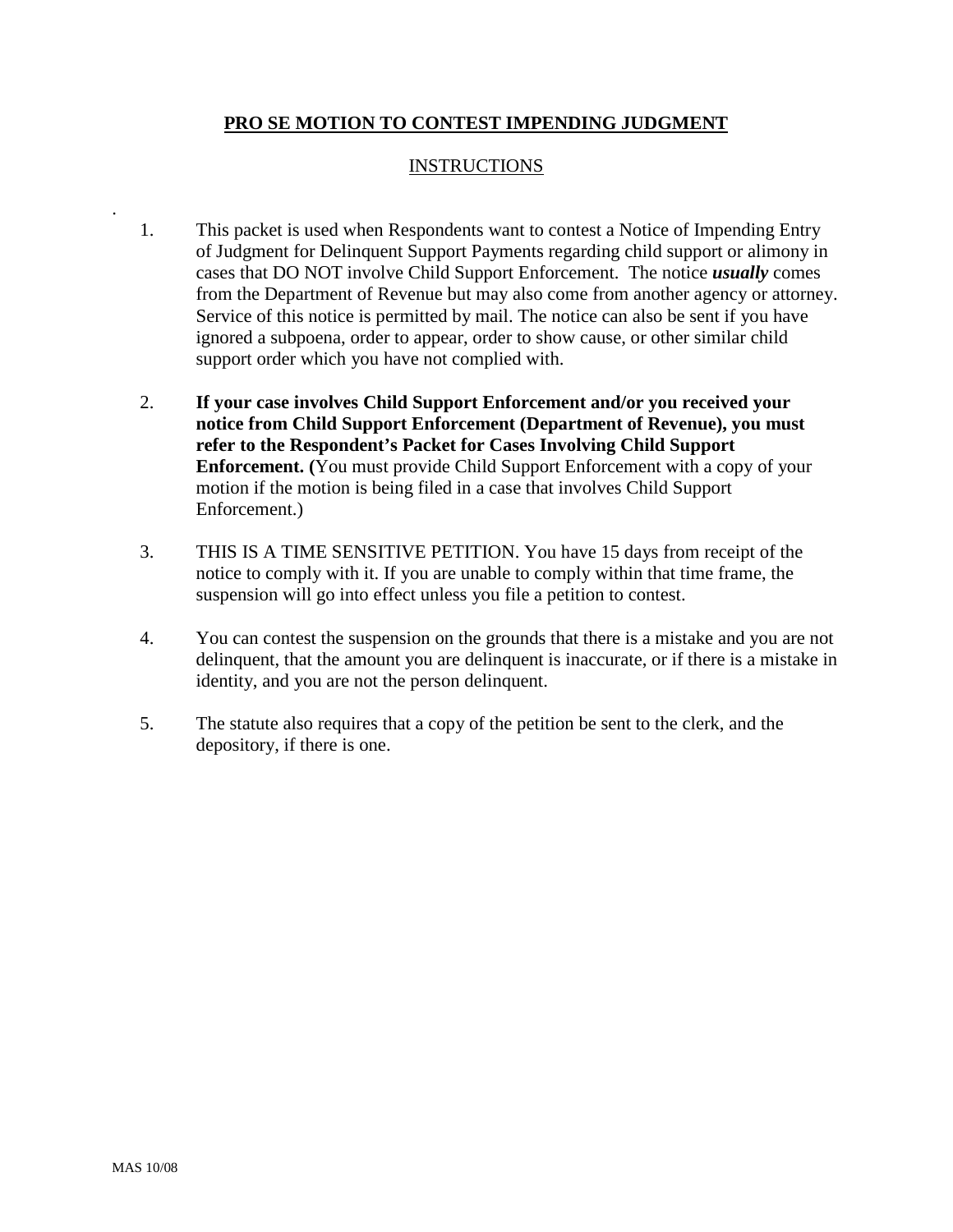# **PRO SE MOTION TO CONTEST IMPENDING JUDGMENT**

## INSTRUCTIONS

1. This packet is used when Respondents want to contest a Notice of Impending Entry of Judgment for Delinquent Support Payments regarding child support or alimony in cases that DO NOT involve Child Support Enforcement. The notice ***usually*** comes from the Department of Revenue but may also come from another agency or attorney. Service of this notice is permitted by mail. The notice can also be sent if you have ignored a subpoena, order to appear, order to show cause, or other similar child support order which you have not complied with.

2. **If your case involves Child Support Enforcement and/or you received your notice from Child Support Enforcement (Department of Revenue), you must refer to the Respondent's Packet for Cases Involving Child Support Enforcement. (**You must provide Child Support Enforcement with a copy of your motion if the motion is being filed in a case that involves Child Support Enforcement.)

3. THIS IS A TIME SENSITIVE PETITION. You have 15 days from receipt of the notice to comply with it. If you are unable to comply within that time frame, the suspension will go into effect unless you file a petition to contest.

4. You can contest the suspension on the grounds that there is a mistake and you are not delinquent, that the amount you are delinquent is inaccurate, or if there is a mistake in identity, and you are not the person delinquent.

5. The statute also requires that a copy of the petition be sent to the clerk, and the depository, if there is one.

MAS 10/08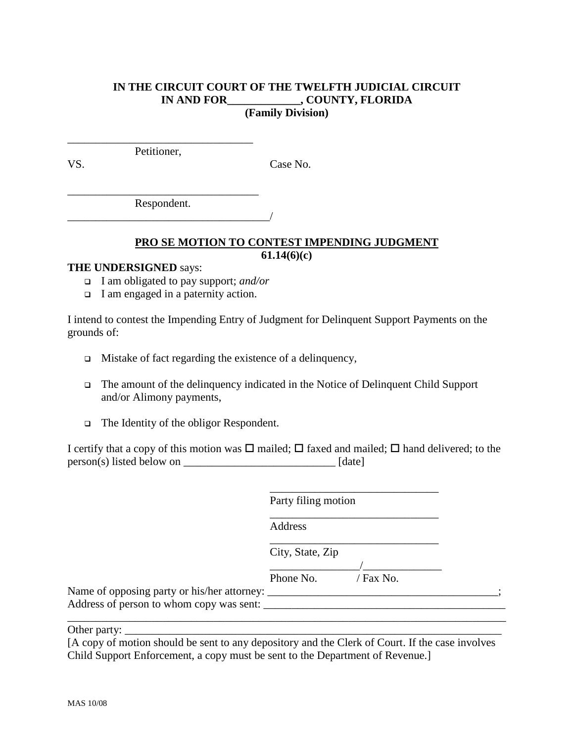**IN THE CIRCUIT COURT OF THE TWELFTH JUDICIAL CIRCUIT**
**IN AND FOR_____________, COUNTY, FLORIDA**
**(Family Division)**

_________________________________
Petitioner,

VS. Case No.

_________________________________
Respondent.
___________________________________/

**PRO SE MOTION TO CONTEST IMPENDING JUDGMENT**
**61.14(6)(c)**

**THE UNDERSIGNED** says:

- ❑ I am obligated to pay support; *and/or*
- ❑ I am engaged in a paternity action.

I intend to contest the Impending Entry of Judgment for Delinquent Support Payments on the grounds of:

- ❑ Mistake of fact regarding the existence of a delinquency,
- ❑ The amount of the delinquency indicated in the Notice of Delinquent Child Support and/or Alimony payments,
- ❑ The Identity of the obligor Respondent.

I certify that a copy of this motion was ☐ mailed; ☐ faxed and mailed; ☐ hand delivered; to the person(s) listed below on ___________________________ [date]

______________________________
Party filing motion

______________________________
Address

______________________________
City, State, Zip

________________/______________
Phone No. / Fax No.

Name of opposing party or his/her attorney: ________________________________________;
Address of person to whom copy was sent: ___________________________________________
_____________________________________________________________________________

Other party: ________________________________________________________________________

[A copy of motion should be sent to any depository and the Clerk of Court. If the case involves Child Support Enforcement, a copy must be sent to the Department of Revenue.]

MAS 10/08